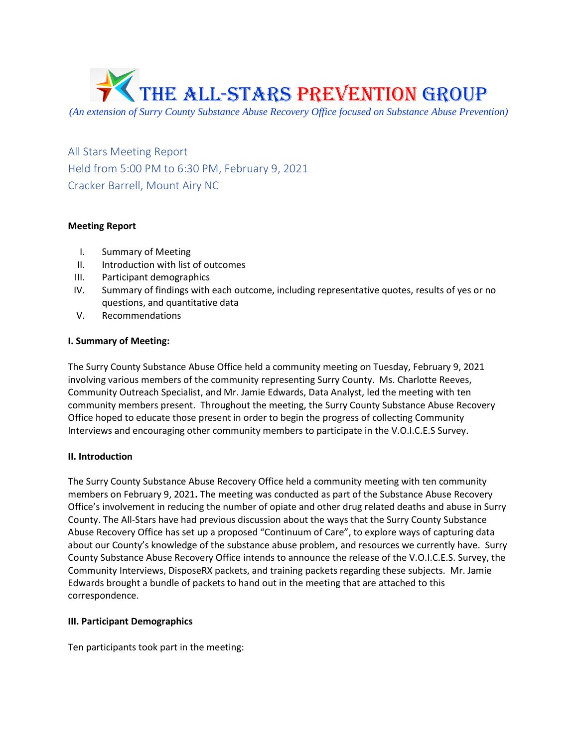# THE ALL-STARS PREVENTION GROUP

*(An extension of Surry County Substance Abuse Recovery Office focused on Substance Abuse Prevention)*

All Stars Meeting Report
Held from 5:00 PM to 6:30 PM, February 9, 2021
Cracker Barrell, Mount Airy NC

**Meeting Report**

I. Summary of Meeting
II. Introduction with list of outcomes
III. Participant demographics
IV. Summary of findings with each outcome, including representative quotes, results of yes or no questions, and quantitative data
V. Recommendations

**I. Summary of Meeting:**

The Surry County Substance Abuse Office held a community meeting on Tuesday, February 9, 2021 involving various members of the community representing Surry County. Ms. Charlotte Reeves, Community Outreach Specialist, and Mr. Jamie Edwards, Data Analyst, led the meeting with ten community members present. Throughout the meeting, the Surry County Substance Abuse Recovery Office hoped to educate those present in order to begin the progress of collecting Community Interviews and encouraging other community members to participate in the V.O.I.C.E.S Survey.

**II. Introduction**

The Surry County Substance Abuse Recovery Office held a community meeting with ten community members on February 9, 2021**.** The meeting was conducted as part of the Substance Abuse Recovery Office's involvement in reducing the number of opiate and other drug related deaths and abuse in Surry County. The All-Stars have had previous discussion about the ways that the Surry County Substance Abuse Recovery Office has set up a proposed "Continuum of Care", to explore ways of capturing data about our County's knowledge of the substance abuse problem, and resources we currently have. Surry County Substance Abuse Recovery Office intends to announce the release of the V.O.I.C.E.S. Survey, the Community Interviews, DisposeRX packets, and training packets regarding these subjects. Mr. Jamie Edwards brought a bundle of packets to hand out in the meeting that are attached to this correspondence.

**III. Participant Demographics**

Ten participants took part in the meeting: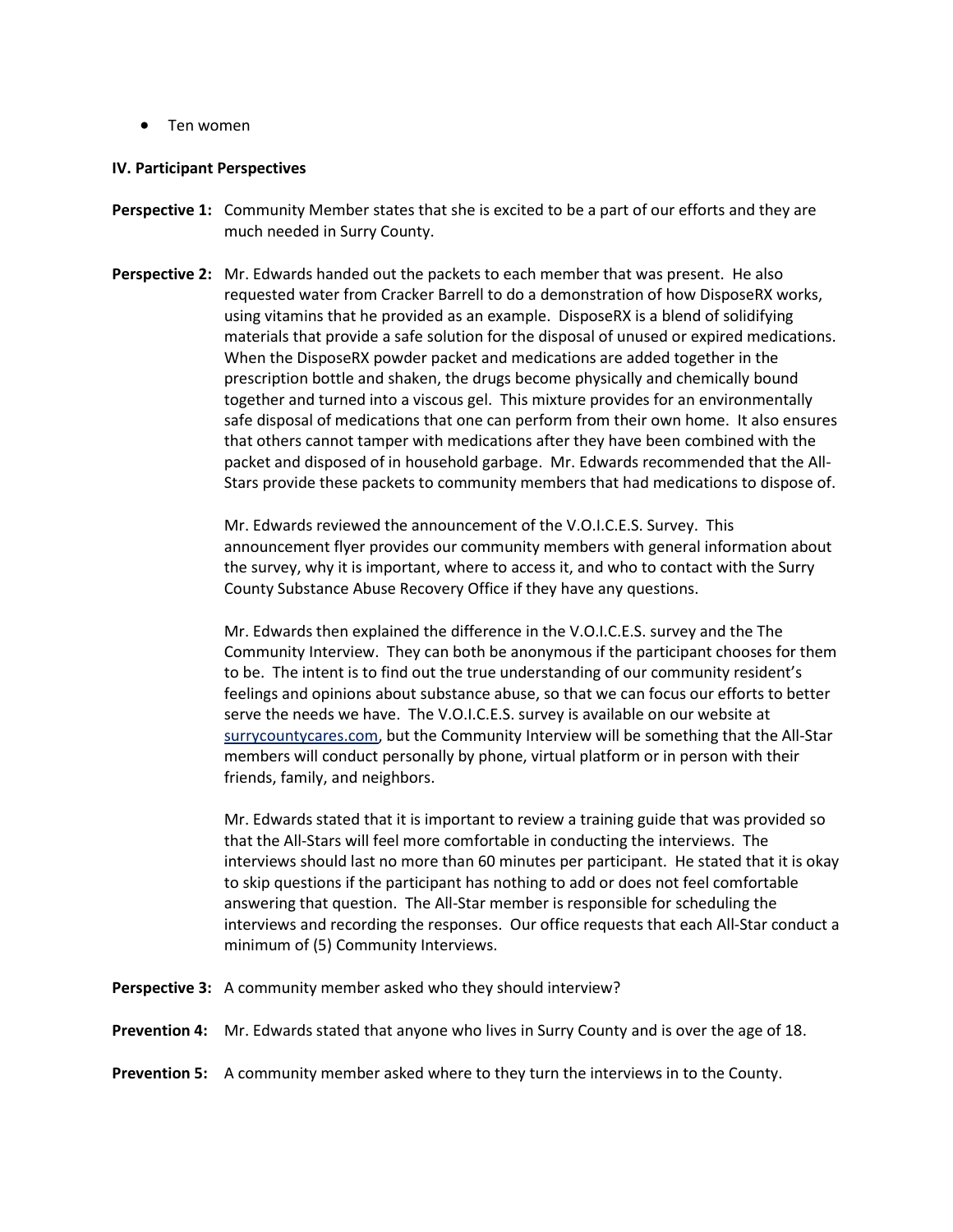- Ten women

**IV. Participant Perspectives**

**Perspective 1:** Community Member states that she is excited to be a part of our efforts and they are much needed in Surry County.

**Perspective 2:** Mr. Edwards handed out the packets to each member that was present. He also requested water from Cracker Barrell to do a demonstration of how DisposeRX works, using vitamins that he provided as an example. DisposeRX is a blend of solidifying materials that provide a safe solution for the disposal of unused or expired medications. When the DisposeRX powder packet and medications are added together in the prescription bottle and shaken, the drugs become physically and chemically bound together and turned into a viscous gel. This mixture provides for an environmentally safe disposal of medications that one can perform from their own home. It also ensures that others cannot tamper with medications after they have been combined with the packet and disposed of in household garbage. Mr. Edwards recommended that the All-Stars provide these packets to community members that had medications to dispose of.

Mr. Edwards reviewed the announcement of the V.O.I.C.E.S. Survey. This announcement flyer provides our community members with general information about the survey, why it is important, where to access it, and who to contact with the Surry County Substance Abuse Recovery Office if they have any questions.

Mr. Edwards then explained the difference in the V.O.I.C.E.S. survey and the The Community Interview. They can both be anonymous if the participant chooses for them to be. The intent is to find out the true understanding of our community resident's feelings and opinions about substance abuse, so that we can focus our efforts to better serve the needs we have. The V.O.I.C.E.S. survey is available on our website at surrycountycares.com, but the Community Interview will be something that the All-Star members will conduct personally by phone, virtual platform or in person with their friends, family, and neighbors.

Mr. Edwards stated that it is important to review a training guide that was provided so that the All-Stars will feel more comfortable in conducting the interviews. The interviews should last no more than 60 minutes per participant. He stated that it is okay to skip questions if the participant has nothing to add or does not feel comfortable answering that question. The All-Star member is responsible for scheduling the interviews and recording the responses. Our office requests that each All-Star conduct a minimum of (5) Community Interviews.

**Perspective 3:** A community member asked who they should interview?

**Prevention 4:** Mr. Edwards stated that anyone who lives in Surry County and is over the age of 18.

**Prevention 5:** A community member asked where to they turn the interviews in to the County.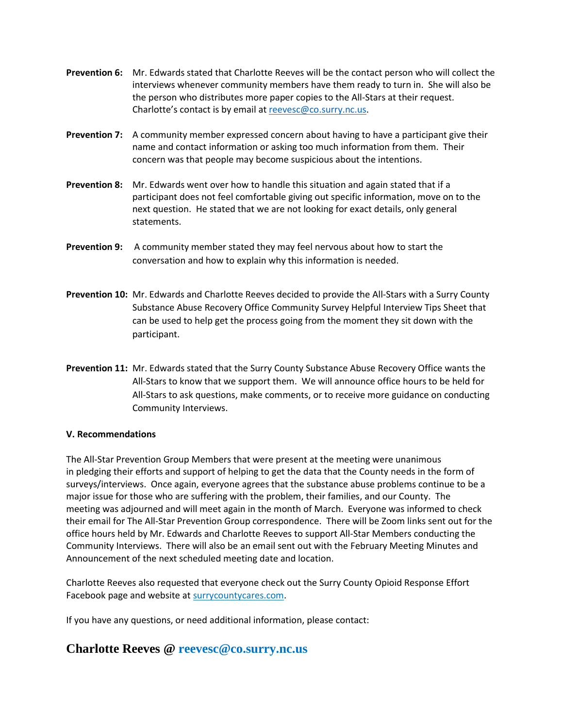**Prevention 6:** Mr. Edwards stated that Charlotte Reeves will be the contact person who will collect the interviews whenever community members have them ready to turn in. She will also be the person who distributes more paper copies to the All-Stars at their request. Charlotte's contact is by email at reevesc@co.surry.nc.us.

**Prevention 7:** A community member expressed concern about having to have a participant give their name and contact information or asking too much information from them. Their concern was that people may become suspicious about the intentions.

**Prevention 8:** Mr. Edwards went over how to handle this situation and again stated that if a participant does not feel comfortable giving out specific information, move on to the next question. He stated that we are not looking for exact details, only general statements.

**Prevention 9:** A community member stated they may feel nervous about how to start the conversation and how to explain why this information is needed.

**Prevention 10:** Mr. Edwards and Charlotte Reeves decided to provide the All-Stars with a Surry County Substance Abuse Recovery Office Community Survey Helpful Interview Tips Sheet that can be used to help get the process going from the moment they sit down with the participant.

**Prevention 11:** Mr. Edwards stated that the Surry County Substance Abuse Recovery Office wants the All-Stars to know that we support them. We will announce office hours to be held for All-Stars to ask questions, make comments, or to receive more guidance on conducting Community Interviews.

**V. Recommendations**

The All-Star Prevention Group Members that were present at the meeting were unanimous in pledging their efforts and support of helping to get the data that the County needs in the form of surveys/interviews. Once again, everyone agrees that the substance abuse problems continue to be a major issue for those who are suffering with the problem, their families, and our County. The meeting was adjourned and will meet again in the month of March. Everyone was informed to check their email for The All-Star Prevention Group correspondence. There will be Zoom links sent out for the office hours held by Mr. Edwards and Charlotte Reeves to support All-Star Members conducting the Community Interviews. There will also be an email sent out with the February Meeting Minutes and Announcement of the next scheduled meeting date and location.

Charlotte Reeves also requested that everyone check out the Surry County Opioid Response Effort Facebook page and website at surrycountycares.com.

If you have any questions, or need additional information, please contact:

**Charlotte Reeves @ reevesc@co.surry.nc.us**